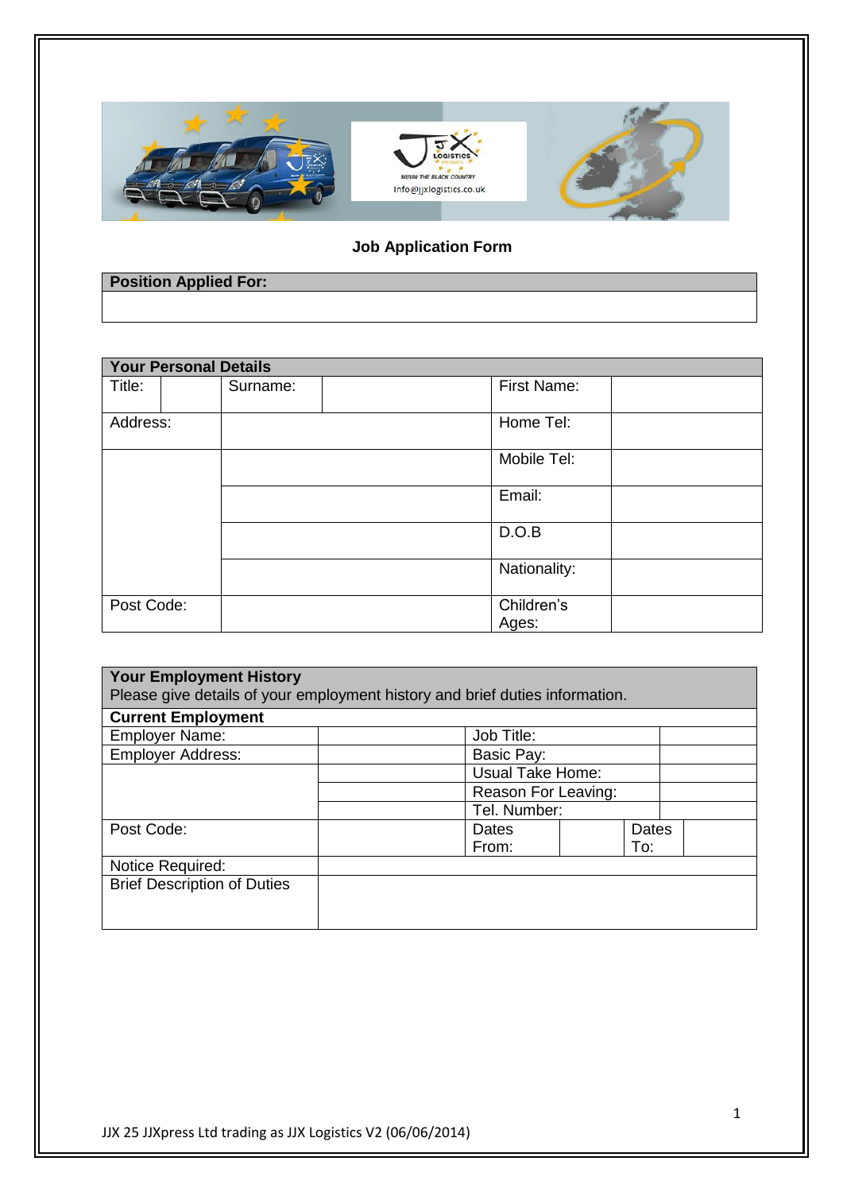## Job Application Form

| **Position Applied For:** |
| --- |
| |

| **Your Personal Details** | | | | | |
| --- | --- | --- | --- | --- | --- |
| Title: | | Surname: | | First Name: | |
| Address: | | | | Home Tel: | |
| | | | | Mobile Tel: | |
| | | | | Email: | |
| | | | | D.O.B | |
| | | | | Nationality: | |
| Post Code: | | | | Children's Ages: | |

| **Your Employment History** Please give details of your employment history and brief duties information. | | | | | |
| --- | --- | --- | --- | --- | --- |
| **Current Employment** | | | | | |
| Employer Name: | | Job Title: | | | |
| Employer Address: | | Basic Pay: | | | |
| | | Usual Take Home: | | | |
| | | Reason For Leaving: | | | |
| | | Tel. Number: | | | |
| Post Code: | | Dates From: | | Dates To: | |
| Notice Required: | | | | | |
| Brief Description of Duties | | | | | |

JJX 25 JJXpress Ltd trading as JJX Logistics V2 (06/06/2014)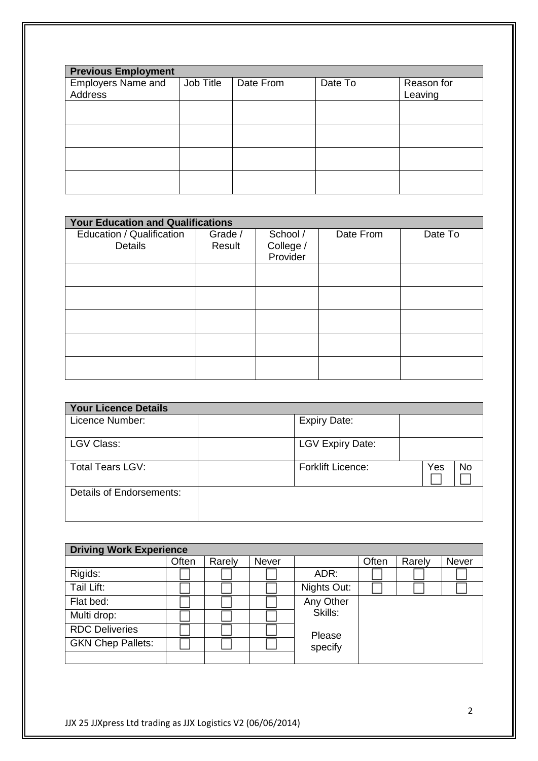| **Previous Employment** | | | | |
|---|---|---|---|---|
| Employers Name and Address | Job Title | Date From | Date To | Reason for Leaving |
| | | | | |
| | | | | |
| | | | | |
| | | | | |

| **Your Education and Qualifications** | | | | |
|---|---|---|---|---|
| Education / Qualification Details | Grade / Result | School / College / Provider | Date From | Date To |
| | | | | |
| | | | | |
| | | | | |
| | | | | |
| | | | | |

| **Your Licence Details** | | | | |
|---|---|---|---|---|
| Licence Number: | | Expiry Date: | | |
| LGV Class: | | LGV Expiry Date: | | |
| Total Tears LGV: | | Forklift Licence: | Yes ☐ | No ☐ |
| Details of Endorsements: | | | | |

| **Driving Work Experience** | | | | | | | |
|---|---|---|---|---|---|---|---|
| | Often | Rarely | Never | | Often | Rarely | Never |
| Rigids: | ☐ | ☐ | ☐ | ADR: | ☐ | ☐ | ☐ |
| Tail Lift: | ☐ | ☐ | ☐ | Nights Out: | ☐ | ☐ | ☐ |
| Flat bed: | ☐ | ☐ | ☐ | Any Other Skills: Please specify | | | |
| Multi drop: | ☐ | ☐ | ☐ | | | | |
| RDC Deliveries | ☐ | ☐ | ☐ | | | | |
| GKN Chep Pallets: | ☐ | ☐ | ☐ | | | | |
| | | | | | | | |

JJX 25 JJXpress Ltd trading as JJX Logistics V2 (06/06/2014)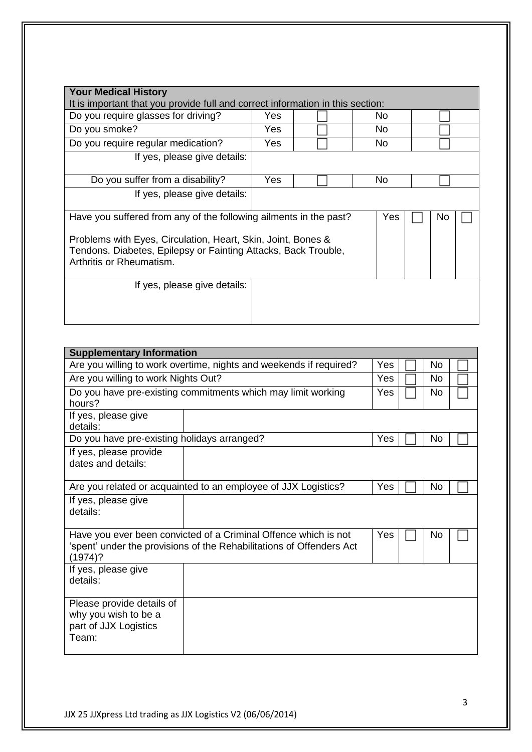| **Your Medical History** It is important that you provide full and correct information in this section: | | | | |
|---|---|---|---|---|
| Do you require glasses for driving? | Yes | ☐ | No | ☐ |
| Do you smoke? | Yes | ☐ | No | ☐ |
| Do you require regular medication? | Yes | ☐ | No | ☐ |
| If yes, please give details: | | | | |
| Do you suffer from a disability? | Yes | ☐ | No | ☐ |
| If yes, please give details: | | | | |
| Have you suffered from any of the following ailments in the past? Problems with Eyes, Circulation, Heart, Skin, Joint, Bones & Tendons. Diabetes, Epilepsy or Fainting Attacks, Back Trouble, Arthritis or Rheumatism. | Yes | ☐ | No | ☐ |
| If yes, please give details: | | | | |

| **Supplementary Information** | | | | |
|---|---|---|---|---|
| Are you willing to work overtime, nights and weekends if required? | Yes | ☐ | No | ☐ |
| Are you willing to work Nights Out? | Yes | ☐ | No | ☐ |
| Do you have pre-existing commitments which may limit working hours? | Yes | ☐ | No | ☐ |
| If yes, please give details: | | | | |
| Do you have pre-existing holidays arranged? | Yes | ☐ | No | ☐ |
| If yes, please provide dates and details: | | | | |
| Are you related or acquainted to an employee of JJX Logistics? | Yes | ☐ | No | ☐ |
| If yes, please give details: | | | | |
| Have you ever been convicted of a Criminal Offence which is not 'spent' under the provisions of the Rehabilitations of Offenders Act (1974)? | Yes | ☐ | No | ☐ |
| If yes, please give details: | | | | |
| Please provide details of why you wish to be a part of JJX Logistics Team: | | | | |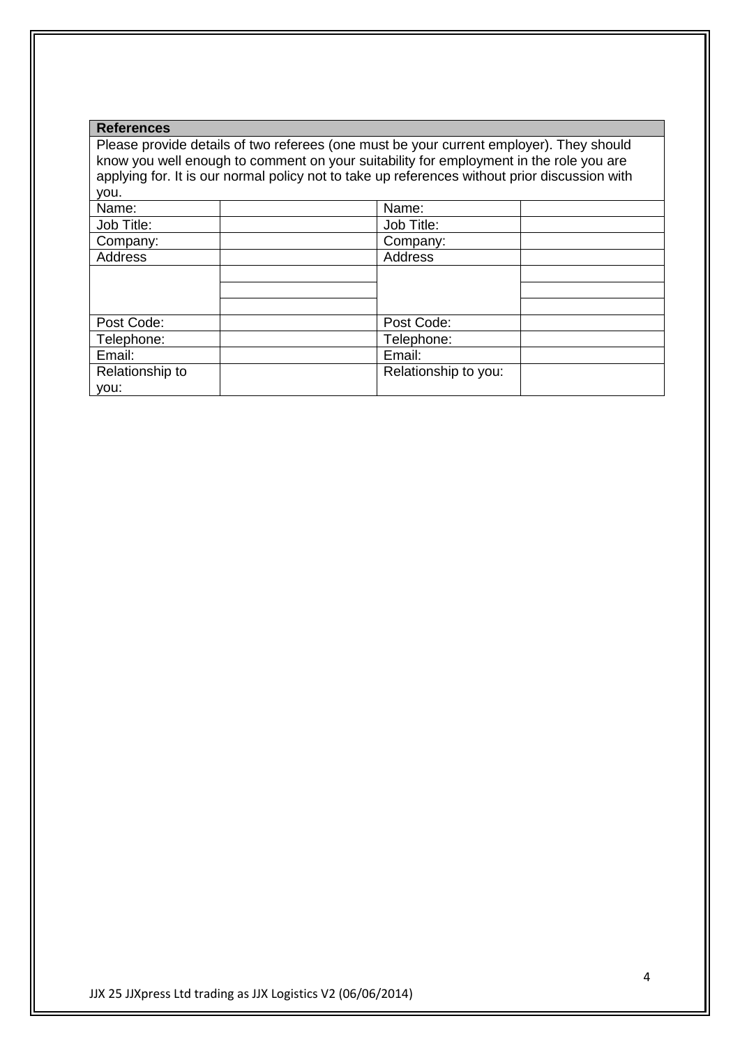## References

Please provide details of two referees (one must be your current employer). They should know you well enough to comment on your suitability for employment in the role you are applying for. It is our normal policy not to take up references without prior discussion with you.

| | | | |
|---|---|---|---|
| Name: | | Name: | |
| Job Title: | | Job Title: | |
| Company: | | Company: | |
| Address | | Address | |
| | | | |
| | | | |
| | | | |
| Post Code: | | Post Code: | |
| Telephone: | | Telephone: | |
| Email: | | Email: | |
| Relationship to you: | | Relationship to you: | |

JJX 25 JJXpress Ltd trading as JJX Logistics V2 (06/06/2014)